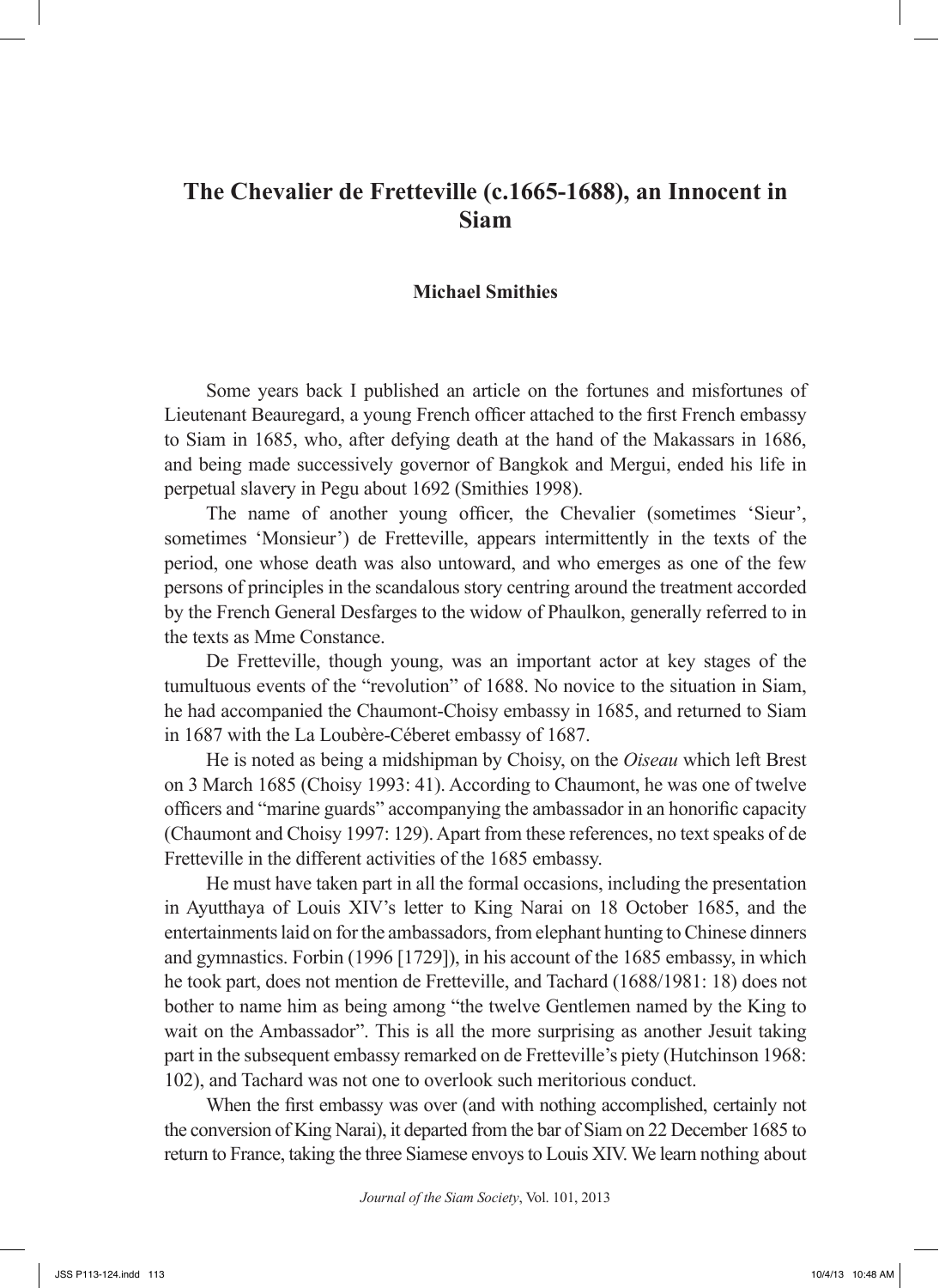# The Chevalier de Fretteville (c.1665-1688), an Innocent in Siam

**Michael Smithies**

Some years back I published an article on the fortunes and misfortunes of Lieutenant Beauregard, a young French officer attached to the first French embassy to Siam in 1685, who, after defying death at the hand of the Makassars in 1686, and being made successively governor of Bangkok and Mergui, ended his life in perpetual slavery in Pegu about 1692 (Smithies 1998).

The name of another young officer, the Chevalier (sometimes 'Sieur', sometimes 'Monsieur') de Fretteville, appears intermittently in the texts of the period, one whose death was also untoward, and who emerges as one of the few persons of principles in the scandalous story centring around the treatment accorded by the French General Desfarges to the widow of Phaulkon, generally referred to in the texts as Mme Constance.

De Fretteville, though young, was an important actor at key stages of the tumultuous events of the "revolution" of 1688. No novice to the situation in Siam, he had accompanied the Chaumont-Choisy embassy in 1685, and returned to Siam in 1687 with the La Loubère-Céberet embassy of 1687.

He is noted as being a midshipman by Choisy, on the *Oiseau* which left Brest on 3 March 1685 (Choisy 1993: 41). According to Chaumont, he was one of twelve officers and "marine guards" accompanying the ambassador in an honorific capacity (Chaumont and Choisy 1997: 129). Apart from these references, no text speaks of de Fretteville in the different activities of the 1685 embassy.

He must have taken part in all the formal occasions, including the presentation in Ayutthaya of Louis XIV's letter to King Narai on 18 October 1685, and the entertainments laid on for the ambassadors, from elephant hunting to Chinese dinners and gymnastics. Forbin (1996 [1729]), in his account of the 1685 embassy, in which he took part, does not mention de Fretteville, and Tachard (1688/1981: 18) does not bother to name him as being among "the twelve Gentlemen named by the King to wait on the Ambassador". This is all the more surprising as another Jesuit taking part in the subsequent embassy remarked on de Fretteville's piety (Hutchinson 1968: 102), and Tachard was not one to overlook such meritorious conduct.

When the first embassy was over (and with nothing accomplished, certainly not the conversion of King Narai), it departed from the bar of Siam on 22 December 1685 to return to France, taking the three Siamese envoys to Louis XIV. We learn nothing about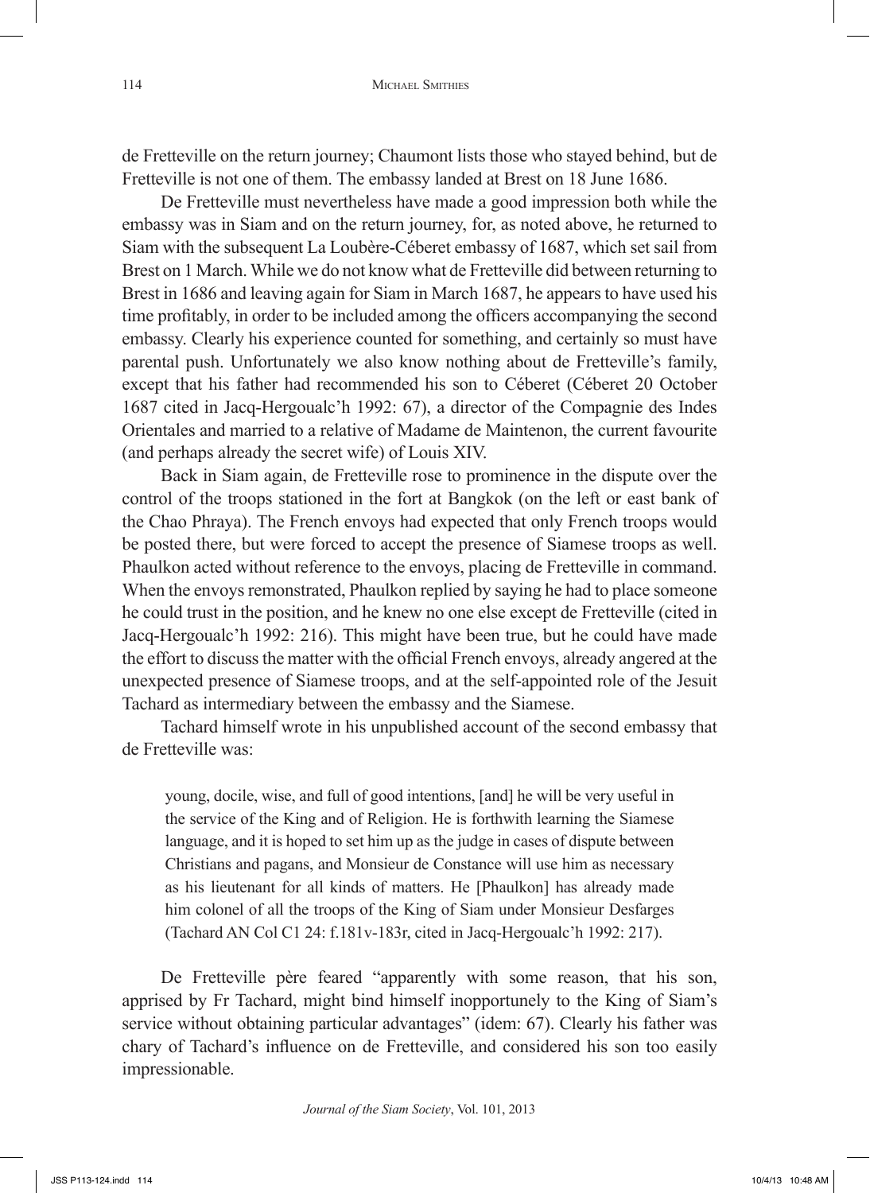de Fretteville on the return journey; Chaumont lists those who stayed behind, but de Fretteville is not one of them. The embassy landed at Brest on 18 June 1686.

De Fretteville must nevertheless have made a good impression both while the embassy was in Siam and on the return journey, for, as noted above, he returned to Siam with the subsequent La Loubère-Céberet embassy of 1687, which set sail from Brest on 1 March. While we do not know what de Fretteville did between returning to Brest in 1686 and leaving again for Siam in March 1687, he appears to have used his time profitably, in order to be included among the officers accompanying the second embassy. Clearly his experience counted for something, and certainly so must have parental push. Unfortunately we also know nothing about de Fretteville's family, except that his father had recommended his son to Céberet (Céberet 20 October 1687 cited in Jacq-Hergoualc'h 1992: 67), a director of the Compagnie des Indes Orientales and married to a relative of Madame de Maintenon, the current favourite (and perhaps already the secret wife) of Louis XIV.

Back in Siam again, de Fretteville rose to prominence in the dispute over the control of the troops stationed in the fort at Bangkok (on the left or east bank of the Chao Phraya). The French envoys had expected that only French troops would be posted there, but were forced to accept the presence of Siamese troops as well. Phaulkon acted without reference to the envoys, placing de Fretteville in command. When the envoys remonstrated, Phaulkon replied by saying he had to place someone he could trust in the position, and he knew no one else except de Fretteville (cited in Jacq-Hergoualc'h 1992: 216). This might have been true, but he could have made the effort to discuss the matter with the official French envoys, already angered at the unexpected presence of Siamese troops, and at the self-appointed role of the Jesuit Tachard as intermediary between the embassy and the Siamese.

Tachard himself wrote in his unpublished account of the second embassy that de Fretteville was:

> young, docile, wise, and full of good intentions, [and] he will be very useful in the service of the King and of Religion. He is forthwith learning the Siamese language, and it is hoped to set him up as the judge in cases of dispute between Christians and pagans, and Monsieur de Constance will use him as necessary as his lieutenant for all kinds of matters. He [Phaulkon] has already made him colonel of all the troops of the King of Siam under Monsieur Desfarges (Tachard AN Col C1 24: f.181v-183r, cited in Jacq-Hergoualc'h 1992: 217).

De Fretteville père feared "apparently with some reason, that his son, apprised by Fr Tachard, might bind himself inopportunely to the King of Siam's service without obtaining particular advantages" (idem: 67). Clearly his father was chary of Tachard's influence on de Fretteville, and considered his son too easily impressionable.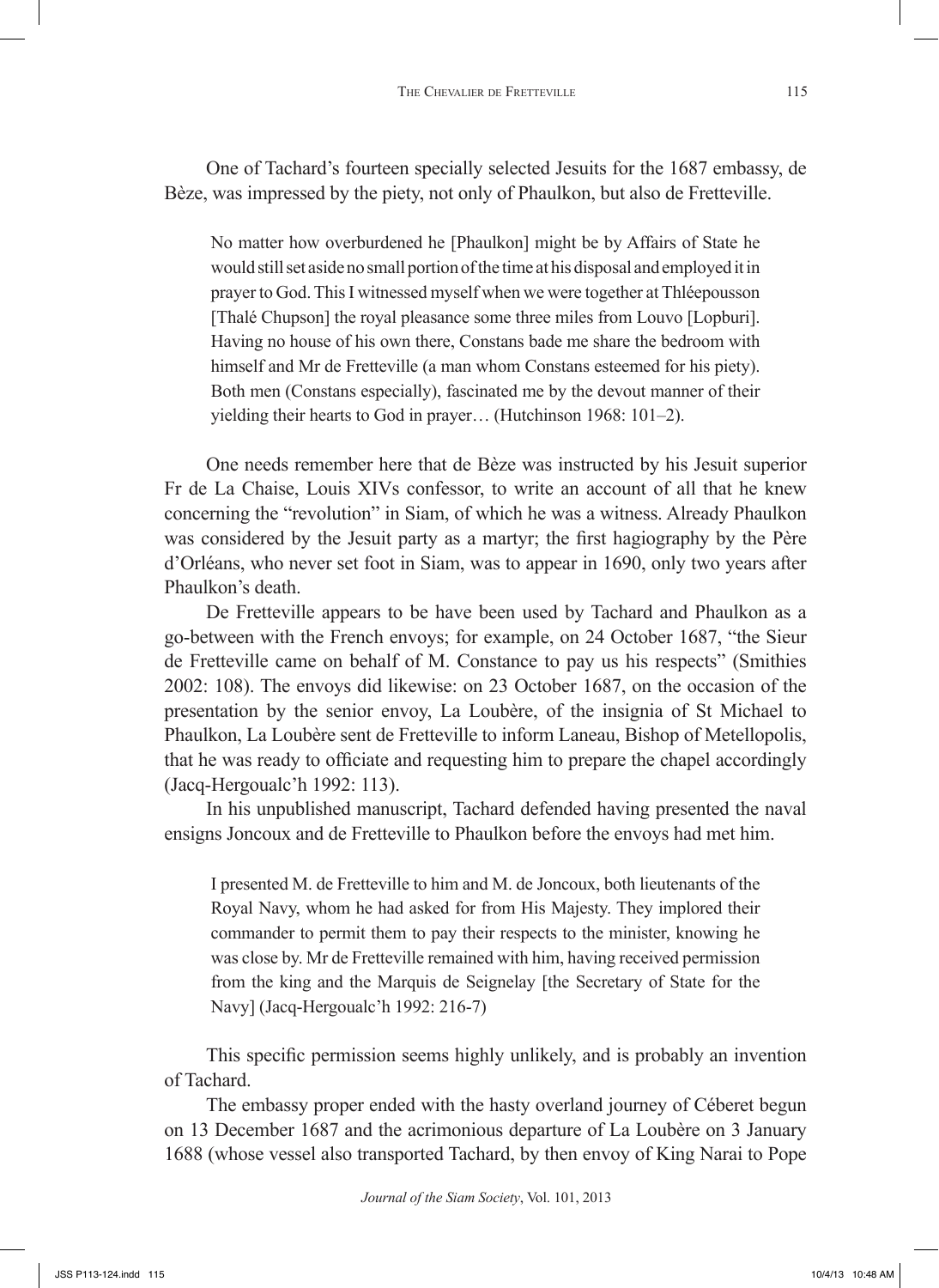One of Tachard's fourteen specially selected Jesuits for the 1687 embassy, de Bèze, was impressed by the piety, not only of Phaulkon, but also de Fretteville.

> No matter how overburdened he [Phaulkon] might be by Affairs of State he would still set aside no small portion of the time at his disposal and employed it in prayer to God. This I witnessed myself when we were together at Thléepousson [Thalé Chupson] the royal pleasance some three miles from Louvo [Lopburi]. Having no house of his own there, Constans bade me share the bedroom with himself and Mr de Fretteville (a man whom Constans esteemed for his piety). Both men (Constans especially), fascinated me by the devout manner of their yielding their hearts to God in prayer… (Hutchinson 1968: 101–2).

One needs remember here that de Bèze was instructed by his Jesuit superior Fr de La Chaise, Louis XIVs confessor, to write an account of all that he knew concerning the "revolution" in Siam, of which he was a witness. Already Phaulkon was considered by the Jesuit party as a martyr; the first hagiography by the Père d'Orléans, who never set foot in Siam, was to appear in 1690, only two years after Phaulkon's death.

De Fretteville appears to be have been used by Tachard and Phaulkon as a go-between with the French envoys; for example, on 24 October 1687, "the Sieur de Fretteville came on behalf of M. Constance to pay us his respects" (Smithies 2002: 108). The envoys did likewise: on 23 October 1687, on the occasion of the presentation by the senior envoy, La Loubère, of the insignia of St Michael to Phaulkon, La Loubère sent de Fretteville to inform Laneau, Bishop of Metellopolis, that he was ready to officiate and requesting him to prepare the chapel accordingly (Jacq-Hergoualc'h 1992: 113).

In his unpublished manuscript, Tachard defended having presented the naval ensigns Joncoux and de Fretteville to Phaulkon before the envoys had met him.

> I presented M. de Fretteville to him and M. de Joncoux, both lieutenants of the Royal Navy, whom he had asked for from His Majesty. They implored their commander to permit them to pay their respects to the minister, knowing he was close by. Mr de Fretteville remained with him, having received permission from the king and the Marquis de Seignelay [the Secretary of State for the Navy] (Jacq-Hergoualc'h 1992: 216-7)

This specific permission seems highly unlikely, and is probably an invention of Tachard.

The embassy proper ended with the hasty overland journey of Céberet begun on 13 December 1687 and the acrimonious departure of La Loubère on 3 January 1688 (whose vessel also transported Tachard, by then envoy of King Narai to Pope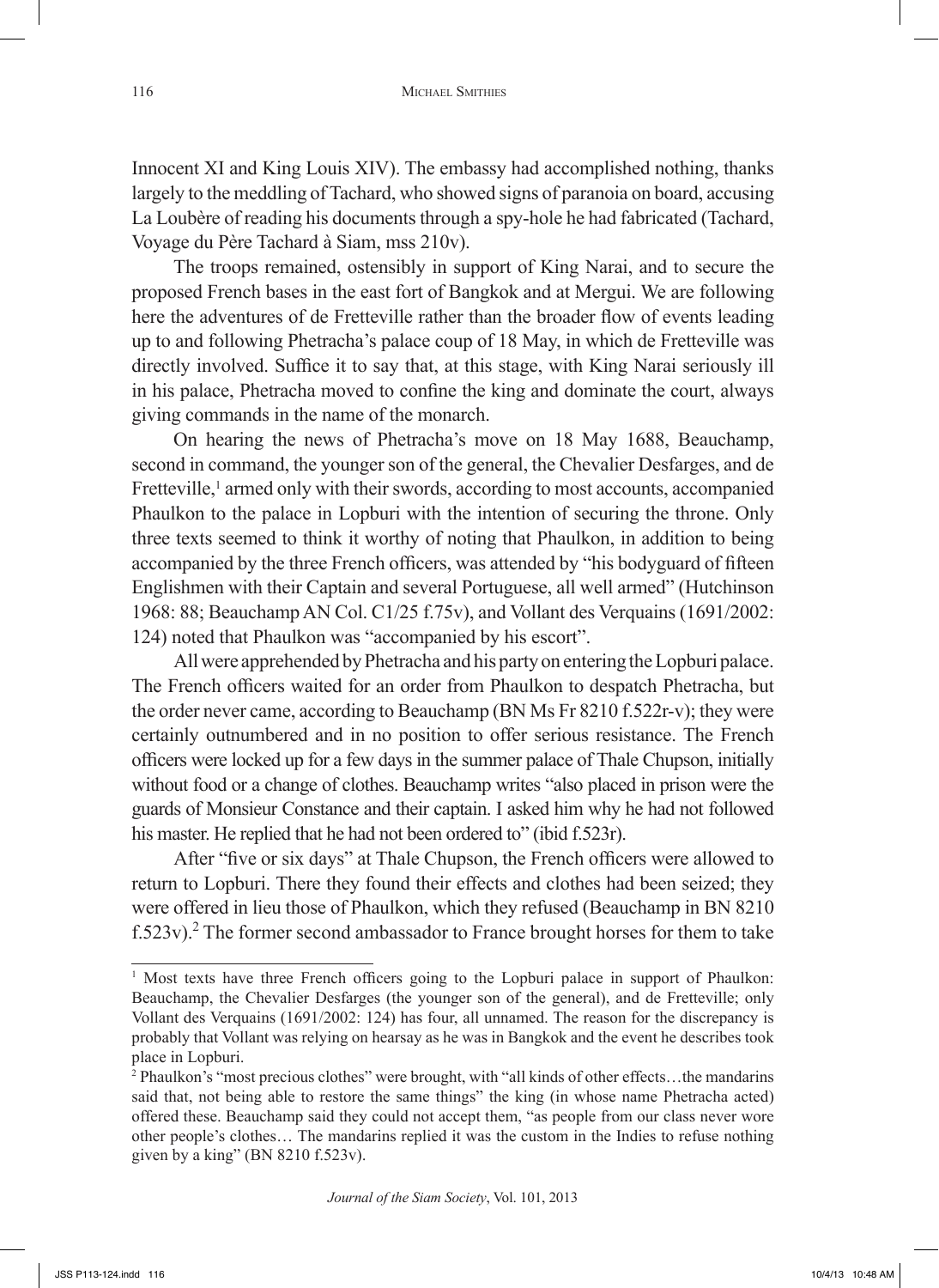Innocent XI and King Louis XIV). The embassy had accomplished nothing, thanks largely to the meddling of Tachard, who showed signs of paranoia on board, accusing La Loubère of reading his documents through a spy-hole he had fabricated (Tachard, Voyage du Père Tachard à Siam, mss 210v).

The troops remained, ostensibly in support of King Narai, and to secure the proposed French bases in the east fort of Bangkok and at Mergui. We are following here the adventures of de Fretteville rather than the broader flow of events leading up to and following Phetracha's palace coup of 18 May, in which de Fretteville was directly involved. Suffice it to say that, at this stage, with King Narai seriously ill in his palace, Phetracha moved to confine the king and dominate the court, always giving commands in the name of the monarch.

On hearing the news of Phetracha's move on 18 May 1688, Beauchamp, second in command, the younger son of the general, the Chevalier Desfarges, and de Fretteville,[1] armed only with their swords, according to most accounts, accompanied Phaulkon to the palace in Lopburi with the intention of securing the throne. Only three texts seemed to think it worthy of noting that Phaulkon, in addition to being accompanied by the three French officers, was attended by "his bodyguard of fifteen Englishmen with their Captain and several Portuguese, all well armed" (Hutchinson 1968: 88; Beauchamp AN Col. C1/25 f.75v), and Vollant des Verquains (1691/2002: 124) noted that Phaulkon was "accompanied by his escort".

All were apprehended by Phetracha and his party on entering the Lopburi palace. The French officers waited for an order from Phaulkon to despatch Phetracha, but the order never came, according to Beauchamp (BN Ms Fr 8210 f.522r-v); they were certainly outnumbered and in no position to offer serious resistance. The French officers were locked up for a few days in the summer palace of Thale Chupson, initially without food or a change of clothes. Beauchamp writes "also placed in prison were the guards of Monsieur Constance and their captain. I asked him why he had not followed his master. He replied that he had not been ordered to" (ibid f.523r).

After "five or six days" at Thale Chupson, the French officers were allowed to return to Lopburi. There they found their effects and clothes had been seized; they were offered in lieu those of Phaulkon, which they refused (Beauchamp in BN 8210 f.523v).[2] The former second ambassador to France brought horses for them to take

---

[1] Most texts have three French officers going to the Lopburi palace in support of Phaulkon: Beauchamp, the Chevalier Desfarges (the younger son of the general), and de Fretteville; only Vollant des Verquains (1691/2002: 124) has four, all unnamed. The reason for the discrepancy is probably that Vollant was relying on hearsay as he was in Bangkok and the event he describes took place in Lopburi.

[2] Phaulkon's "most precious clothes" were brought, with "all kinds of other effects…the mandarins said that, not being able to restore the same things" the king (in whose name Phetracha acted) offered these. Beauchamp said they could not accept them, "as people from our class never wore other people's clothes… The mandarins replied it was the custom in the Indies to refuse nothing given by a king" (BN 8210 f.523v).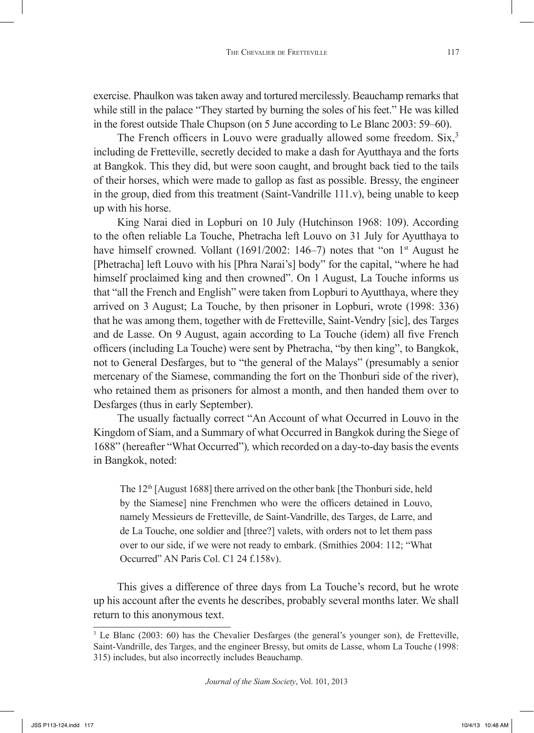exercise. Phaulkon was taken away and tortured mercilessly. Beauchamp remarks that while still in the palace "They started by burning the soles of his feet." He was killed in the forest outside Thale Chupson (on 5 June according to Le Blanc 2003: 59–60).

The French officers in Louvo were gradually allowed some freedom. Six,[3] including de Fretteville, secretly decided to make a dash for Ayutthaya and the forts at Bangkok. This they did, but were soon caught, and brought back tied to the tails of their horses, which were made to gallop as fast as possible. Bressy, the engineer in the group, died from this treatment (Saint-Vandrille 111.v), being unable to keep up with his horse.

King Narai died in Lopburi on 10 July (Hutchinson 1968: 109). According to the often reliable La Touche, Phetracha left Louvo on 31 July for Ayutthaya to have himself crowned. Vollant (1691/2002: 146–7) notes that "on 1st August he [Phetracha] left Louvo with his [Phra Narai's] body" for the capital, "where he had himself proclaimed king and then crowned". On 1 August, La Touche informs us that "all the French and English" were taken from Lopburi to Ayutthaya, where they arrived on 3 August; La Touche, by then prisoner in Lopburi, wrote (1998: 336) that he was among them, together with de Fretteville, Saint-Vendry [sic], des Targes and de Lasse. On 9 August, again according to La Touche (idem) all five French officers (including La Touche) were sent by Phetracha, "by then king", to Bangkok, not to General Desfarges, but to "the general of the Malays" (presumably a senior mercenary of the Siamese, commanding the fort on the Thonburi side of the river), who retained them as prisoners for almost a month, and then handed them over to Desfarges (thus in early September).

The usually factually correct "An Account of what Occurred in Louvo in the Kingdom of Siam, and a Summary of what Occurred in Bangkok during the Siege of 1688" (hereafter "What Occurred")*,* which recorded on a day-to-day basis the events in Bangkok, noted:

> The 12th [August 1688] there arrived on the other bank [the Thonburi side, held by the Siamese] nine Frenchmen who were the officers detained in Louvo, namely Messieurs de Fretteville, de Saint-Vandrille, des Targes, de Larre, and de La Touche, one soldier and [three?] valets, with orders not to let them pass over to our side, if we were not ready to embark. (Smithies 2004: 112; "What Occurred" AN Paris Col. C1 24 f.158v).

This gives a difference of three days from La Touche's record, but he wrote up his account after the events he describes, probably several months later. We shall return to this anonymous text.

---

[3] Le Blanc (2003: 60) has the Chevalier Desfarges (the general's younger son), de Fretteville, Saint-Vandrille, des Targes, and the engineer Bressy, but omits de Lasse, whom La Touche (1998: 315) includes, but also incorrectly includes Beauchamp.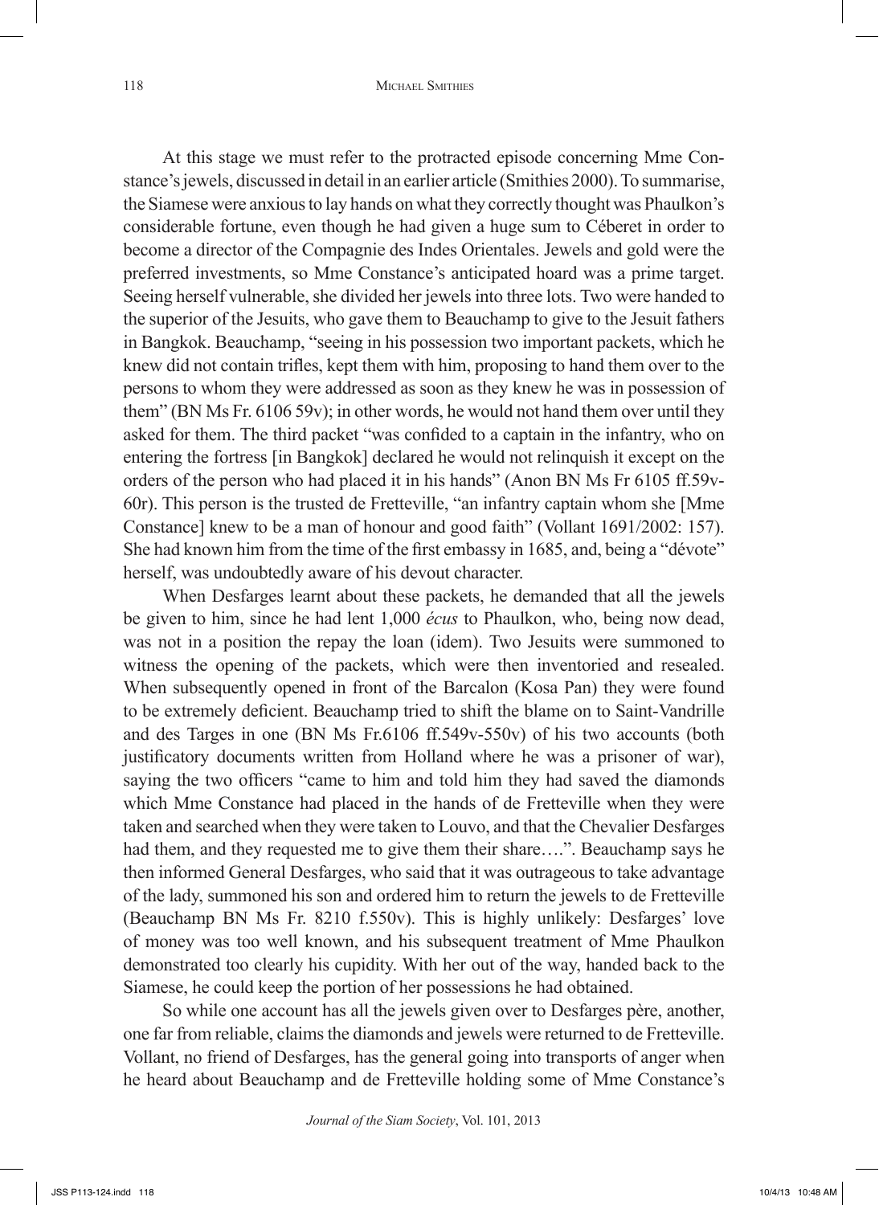At this stage we must refer to the protracted episode concerning Mme Constance's jewels, discussed in detail in an earlier article (Smithies 2000). To summarise, the Siamese were anxious to lay hands on what they correctly thought was Phaulkon's considerable fortune, even though he had given a huge sum to Céberet in order to become a director of the Compagnie des Indes Orientales. Jewels and gold were the preferred investments, so Mme Constance's anticipated hoard was a prime target. Seeing herself vulnerable, she divided her jewels into three lots. Two were handed to the superior of the Jesuits, who gave them to Beauchamp to give to the Jesuit fathers in Bangkok. Beauchamp, "seeing in his possession two important packets, which he knew did not contain trifles, kept them with him, proposing to hand them over to the persons to whom they were addressed as soon as they knew he was in possession of them" (BN Ms Fr. 6106 59v); in other words, he would not hand them over until they asked for them. The third packet "was confided to a captain in the infantry, who on entering the fortress [in Bangkok] declared he would not relinquish it except on the orders of the person who had placed it in his hands" (Anon BN Ms Fr 6105 ff.59v-60r). This person is the trusted de Fretteville, "an infantry captain whom she [Mme Constance] knew to be a man of honour and good faith" (Vollant 1691/2002: 157). She had known him from the time of the first embassy in 1685, and, being a "dévote" herself, was undoubtedly aware of his devout character.

When Desfarges learnt about these packets, he demanded that all the jewels be given to him, since he had lent 1,000 *écus* to Phaulkon, who, being now dead, was not in a position the repay the loan (idem). Two Jesuits were summoned to witness the opening of the packets, which were then inventoried and resealed. When subsequently opened in front of the Barcalon (Kosa Pan) they were found to be extremely deficient. Beauchamp tried to shift the blame on to Saint-Vandrille and des Targes in one (BN Ms Fr.6106 ff.549v-550v) of his two accounts (both justificatory documents written from Holland where he was a prisoner of war), saying the two officers "came to him and told him they had saved the diamonds which Mme Constance had placed in the hands of de Fretteville when they were taken and searched when they were taken to Louvo, and that the Chevalier Desfarges had them, and they requested me to give them their share….". Beauchamp says he then informed General Desfarges, who said that it was outrageous to take advantage of the lady, summoned his son and ordered him to return the jewels to de Fretteville (Beauchamp BN Ms Fr. 8210 f.550v). This is highly unlikely: Desfarges' love of money was too well known, and his subsequent treatment of Mme Phaulkon demonstrated too clearly his cupidity. With her out of the way, handed back to the Siamese, he could keep the portion of her possessions he had obtained.

So while one account has all the jewels given over to Desfarges père, another, one far from reliable, claims the diamonds and jewels were returned to de Fretteville. Vollant, no friend of Desfarges, has the general going into transports of anger when he heard about Beauchamp and de Fretteville holding some of Mme Constance's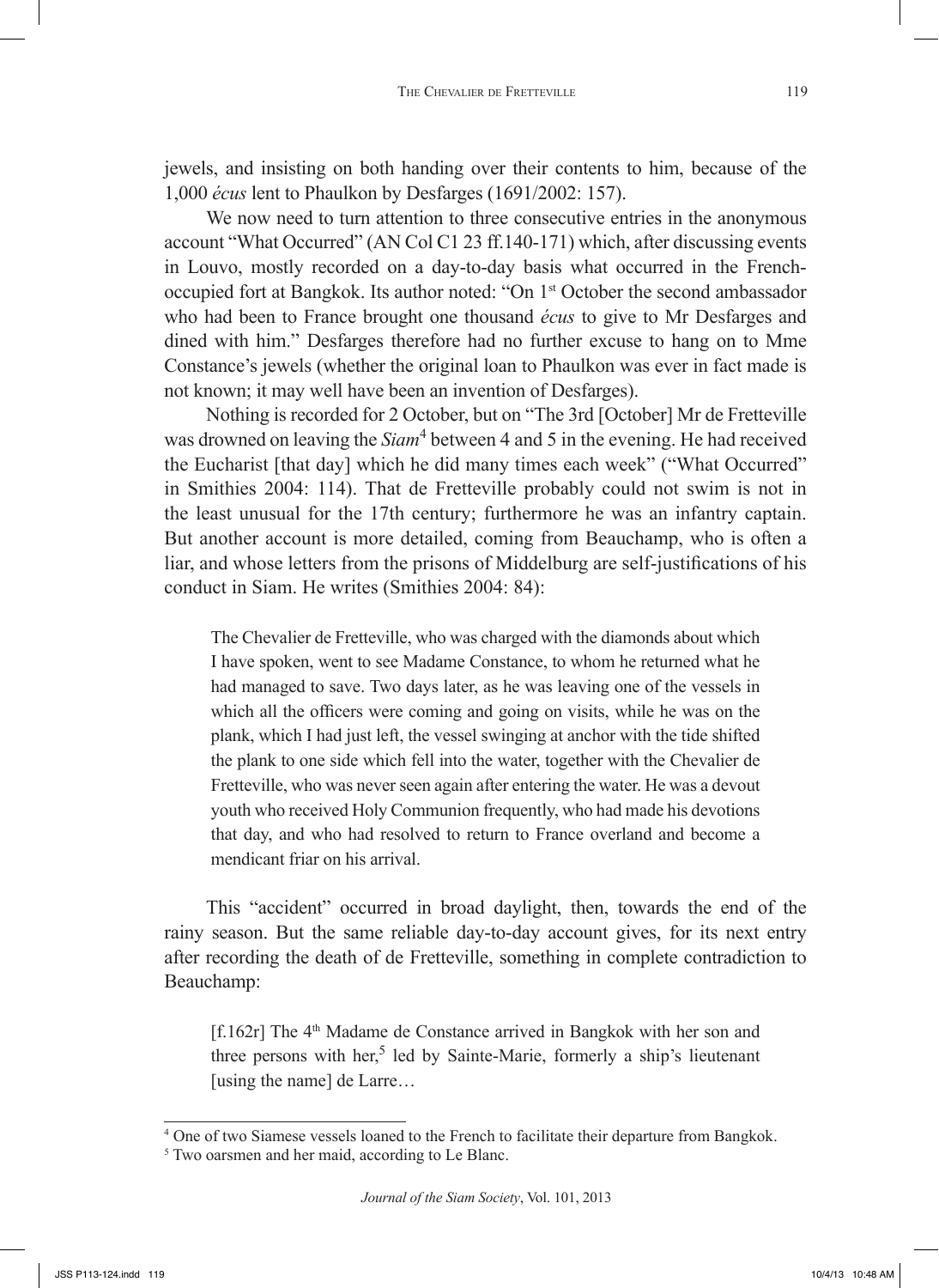jewels, and insisting on both handing over their contents to him, because of the 1,000 *écus* lent to Phaulkon by Desfarges (1691/2002: 157).

We now need to turn attention to three consecutive entries in the anonymous account "What Occurred" (AN Col C1 23 ff.140-171) which, after discussing events in Louvo, mostly recorded on a day-to-day basis what occurred in the French-occupied fort at Bangkok. Its author noted: "On 1st October the second ambassador who had been to France brought one thousand *écus* to give to Mr Desfarges and dined with him." Desfarges therefore had no further excuse to hang on to Mme Constance's jewels (whether the original loan to Phaulkon was ever in fact made is not known; it may well have been an invention of Desfarges).

Nothing is recorded for 2 October, but on "The 3rd [October] Mr de Fretteville was drowned on leaving the *Siam*[4] between 4 and 5 in the evening. He had received the Eucharist [that day] which he did many times each week" ("What Occurred" in Smithies 2004: 114). That de Fretteville probably could not swim is not in the least unusual for the 17th century; furthermore he was an infantry captain. But another account is more detailed, coming from Beauchamp, who is often a liar, and whose letters from the prisons of Middelburg are self-justifications of his conduct in Siam. He writes (Smithies 2004: 84):

> The Chevalier de Fretteville, who was charged with the diamonds about which I have spoken, went to see Madame Constance, to whom he returned what he had managed to save. Two days later, as he was leaving one of the vessels in which all the officers were coming and going on visits, while he was on the plank, which I had just left, the vessel swinging at anchor with the tide shifted the plank to one side which fell into the water, together with the Chevalier de Fretteville, who was never seen again after entering the water. He was a devout youth who received Holy Communion frequently, who had made his devotions that day, and who had resolved to return to France overland and become a mendicant friar on his arrival.

This "accident" occurred in broad daylight, then, towards the end of the rainy season. But the same reliable day-to-day account gives, for its next entry after recording the death of de Fretteville, something in complete contradiction to Beauchamp:

> [f.162r] The 4th Madame de Constance arrived in Bangkok with her son and three persons with her,[5] led by Sainte-Marie, formerly a ship's lieutenant [using the name] de Larre…

---

[4] One of two Siamese vessels loaned to the French to facilitate their departure from Bangkok.

[5] Two oarsmen and her maid, according to Le Blanc.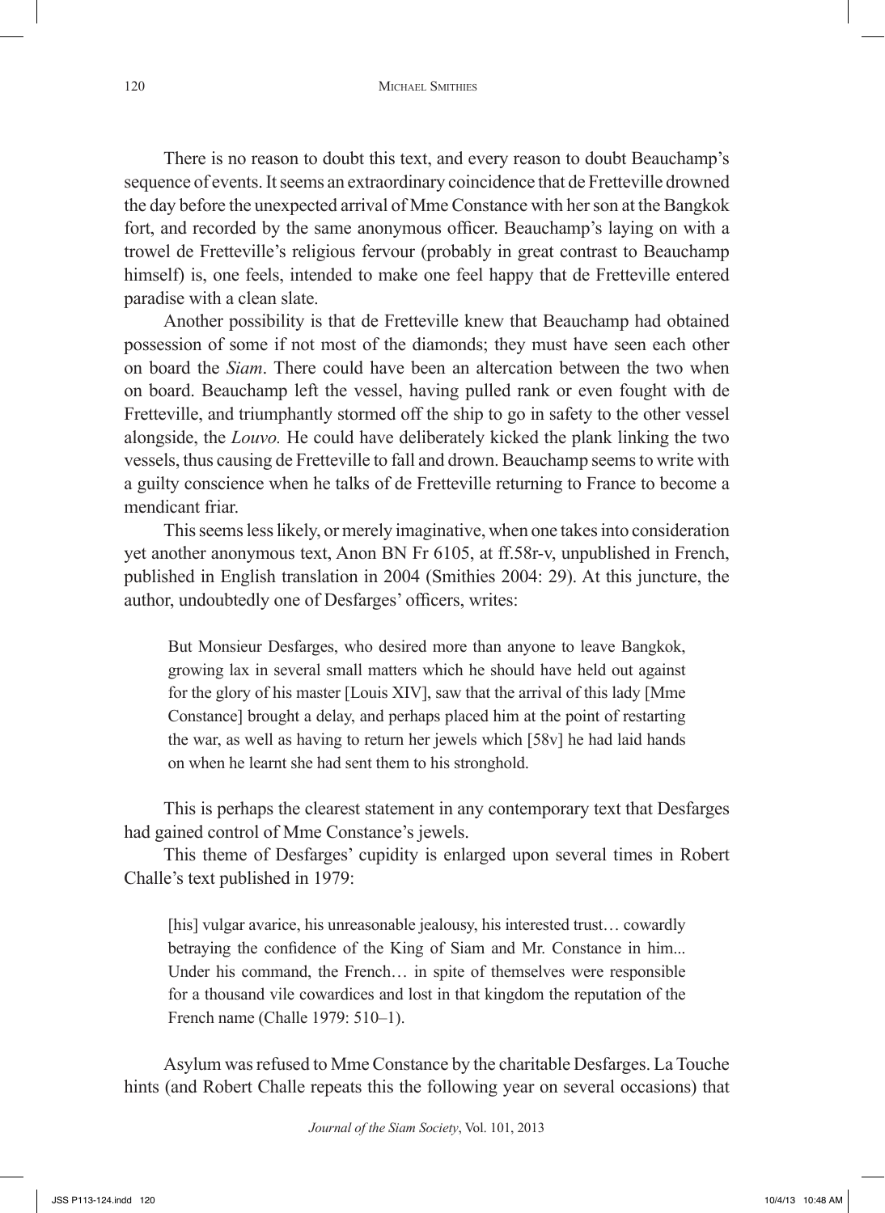There is no reason to doubt this text, and every reason to doubt Beauchamp's sequence of events. It seems an extraordinary coincidence that de Fretteville drowned the day before the unexpected arrival of Mme Constance with her son at the Bangkok fort, and recorded by the same anonymous officer. Beauchamp's laying on with a trowel de Fretteville's religious fervour (probably in great contrast to Beauchamp himself) is, one feels, intended to make one feel happy that de Fretteville entered paradise with a clean slate.

Another possibility is that de Fretteville knew that Beauchamp had obtained possession of some if not most of the diamonds; they must have seen each other on board the *Siam*. There could have been an altercation between the two when on board. Beauchamp left the vessel, having pulled rank or even fought with de Fretteville, and triumphantly stormed off the ship to go in safety to the other vessel alongside, the *Louvo.* He could have deliberately kicked the plank linking the two vessels, thus causing de Fretteville to fall and drown. Beauchamp seems to write with a guilty conscience when he talks of de Fretteville returning to France to become a mendicant friar.

This seems less likely, or merely imaginative, when one takes into consideration yet another anonymous text, Anon BN Fr 6105, at ff.58r-v, unpublished in French, published in English translation in 2004 (Smithies 2004: 29). At this juncture, the author, undoubtedly one of Desfarges' officers, writes:

> But Monsieur Desfarges, who desired more than anyone to leave Bangkok, growing lax in several small matters which he should have held out against for the glory of his master [Louis XIV], saw that the arrival of this lady [Mme Constance] brought a delay, and perhaps placed him at the point of restarting the war, as well as having to return her jewels which [58v] he had laid hands on when he learnt she had sent them to his stronghold.

This is perhaps the clearest statement in any contemporary text that Desfarges had gained control of Mme Constance's jewels.

This theme of Desfarges' cupidity is enlarged upon several times in Robert Challe's text published in 1979:

> [his] vulgar avarice, his unreasonable jealousy, his interested trust… cowardly betraying the confidence of the King of Siam and Mr. Constance in him... Under his command, the French… in spite of themselves were responsible for a thousand vile cowardices and lost in that kingdom the reputation of the French name (Challe 1979: 510–1).

Asylum was refused to Mme Constance by the charitable Desfarges. La Touche hints (and Robert Challe repeats this the following year on several occasions) that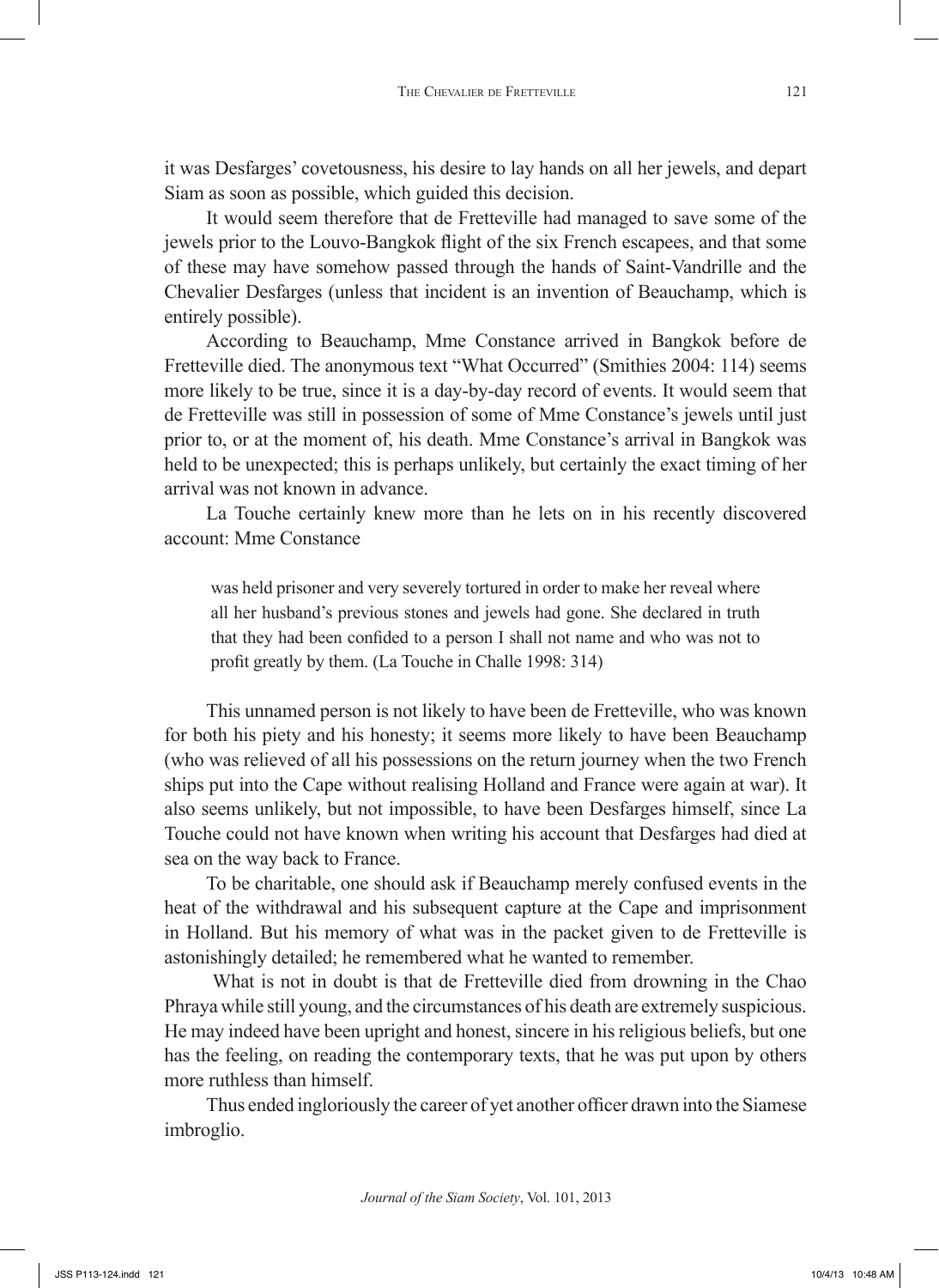it was Desfarges' covetousness, his desire to lay hands on all her jewels, and depart Siam as soon as possible, which guided this decision.

It would seem therefore that de Fretteville had managed to save some of the jewels prior to the Louvo-Bangkok flight of the six French escapees, and that some of these may have somehow passed through the hands of Saint-Vandrille and the Chevalier Desfarges (unless that incident is an invention of Beauchamp, which is entirely possible).

According to Beauchamp, Mme Constance arrived in Bangkok before de Fretteville died. The anonymous text "What Occurred" (Smithies 2004: 114) seems more likely to be true, since it is a day-by-day record of events. It would seem that de Fretteville was still in possession of some of Mme Constance's jewels until just prior to, or at the moment of, his death. Mme Constance's arrival in Bangkok was held to be unexpected; this is perhaps unlikely, but certainly the exact timing of her arrival was not known in advance.

La Touche certainly knew more than he lets on in his recently discovered account: Mme Constance

> was held prisoner and very severely tortured in order to make her reveal where all her husband's previous stones and jewels had gone. She declared in truth that they had been confided to a person I shall not name and who was not to profit greatly by them. (La Touche in Challe 1998: 314)

This unnamed person is not likely to have been de Fretteville, who was known for both his piety and his honesty; it seems more likely to have been Beauchamp (who was relieved of all his possessions on the return journey when the two French ships put into the Cape without realising Holland and France were again at war). It also seems unlikely, but not impossible, to have been Desfarges himself, since La Touche could not have known when writing his account that Desfarges had died at sea on the way back to France.

To be charitable, one should ask if Beauchamp merely confused events in the heat of the withdrawal and his subsequent capture at the Cape and imprisonment in Holland. But his memory of what was in the packet given to de Fretteville is astonishingly detailed; he remembered what he wanted to remember.

What is not in doubt is that de Fretteville died from drowning in the Chao Phraya while still young, and the circumstances of his death are extremely suspicious. He may indeed have been upright and honest, sincere in his religious beliefs, but one has the feeling, on reading the contemporary texts, that he was put upon by others more ruthless than himself.

Thus ended ingloriously the career of yet another officer drawn into the Siamese imbroglio.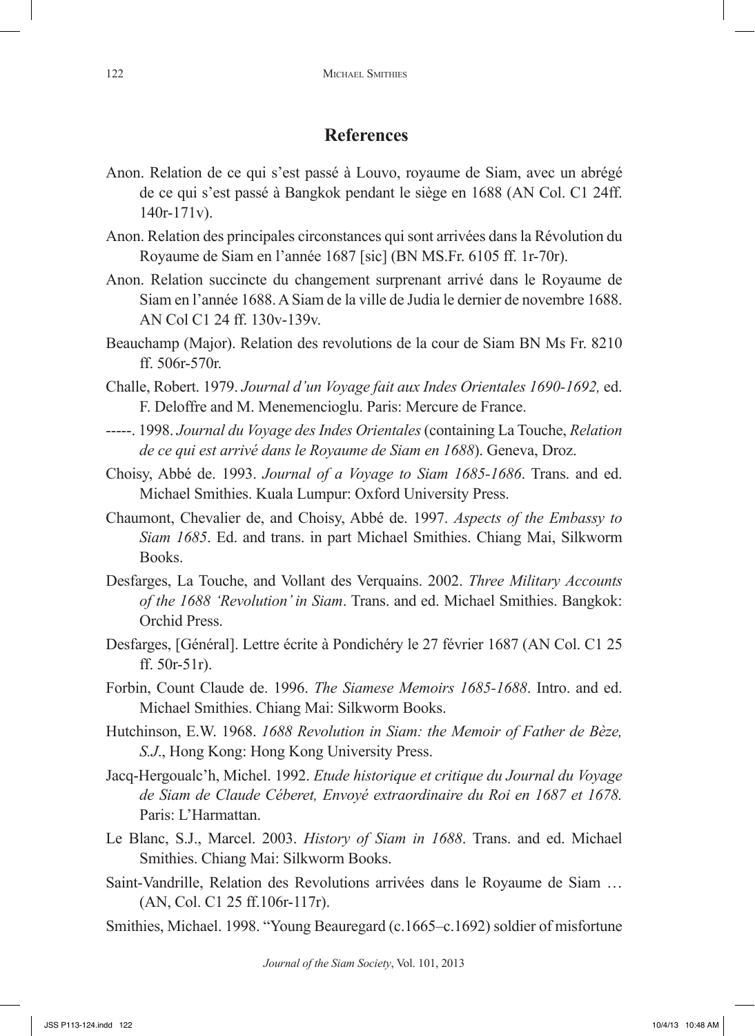## References

Anon. Relation de ce qui s'est passé à Louvo, royaume de Siam, avec un abrégé de ce qui s'est passé à Bangkok pendant le siège en 1688 (AN Col. C1 24ff. 140r-171v).

Anon. Relation des principales circonstances qui sont arrivées dans la Révolution du Royaume de Siam en l'année 1687 [sic] (BN MS.Fr. 6105 ff. 1r-70r).

Anon. Relation succincte du changement surprenant arrivé dans le Royaume de Siam en l'année 1688. A Siam de la ville de Judia le dernier de novembre 1688. AN Col C1 24 ff. 130v-139v.

Beauchamp (Major). Relation des revolutions de la cour de Siam BN Ms Fr. 8210 ff. 506r-570r.

Challe, Robert. 1979. *Journal d'un Voyage fait aux Indes Orientales 1690-1692,* ed. F. Deloffre and M. Menemencioglu. Paris: Mercure de France.

-----. 1998. *Journal du Voyage des Indes Orientales* (containing La Touche, *Relation de ce qui est arrivé dans le Royaume de Siam en 1688*). Geneva, Droz.

Choisy, Abbé de. 1993. *Journal of a Voyage to Siam 1685-1686*. Trans. and ed. Michael Smithies. Kuala Lumpur: Oxford University Press.

Chaumont, Chevalier de, and Choisy, Abbé de. 1997. *Aspects of the Embassy to Siam 1685*. Ed. and trans. in part Michael Smithies. Chiang Mai, Silkworm Books.

Desfarges, La Touche, and Vollant des Verquains. 2002. *Three Military Accounts of the 1688 'Revolution' in Siam*. Trans. and ed. Michael Smithies. Bangkok: Orchid Press.

Desfarges, [Général]. Lettre écrite à Pondichéry le 27 février 1687 (AN Col. C1 25 ff. 50r-51r).

Forbin, Count Claude de. 1996. *The Siamese Memoirs 1685-1688*. Intro. and ed. Michael Smithies. Chiang Mai: Silkworm Books.

Hutchinson, E.W. 1968. *1688 Revolution in Siam: the Memoir of Father de Bèze, S.J.*, Hong Kong: Hong Kong University Press.

Jacq-Hergoualc'h, Michel. 1992. *Etude historique et critique du Journal du Voyage de Siam de Claude Céberet, Envoyé extraordinaire du Roi en 1687 et 1678.* Paris: L'Harmattan.

Le Blanc, S.J., Marcel. 2003. *History of Siam in 1688*. Trans. and ed. Michael Smithies. Chiang Mai: Silkworm Books.

Saint-Vandrille, Relation des Revolutions arrivées dans le Royaume de Siam … (AN, Col. C1 25 ff.106r-117r).

Smithies, Michael. 1998. "Young Beauregard (c.1665–c.1692) soldier of misfortune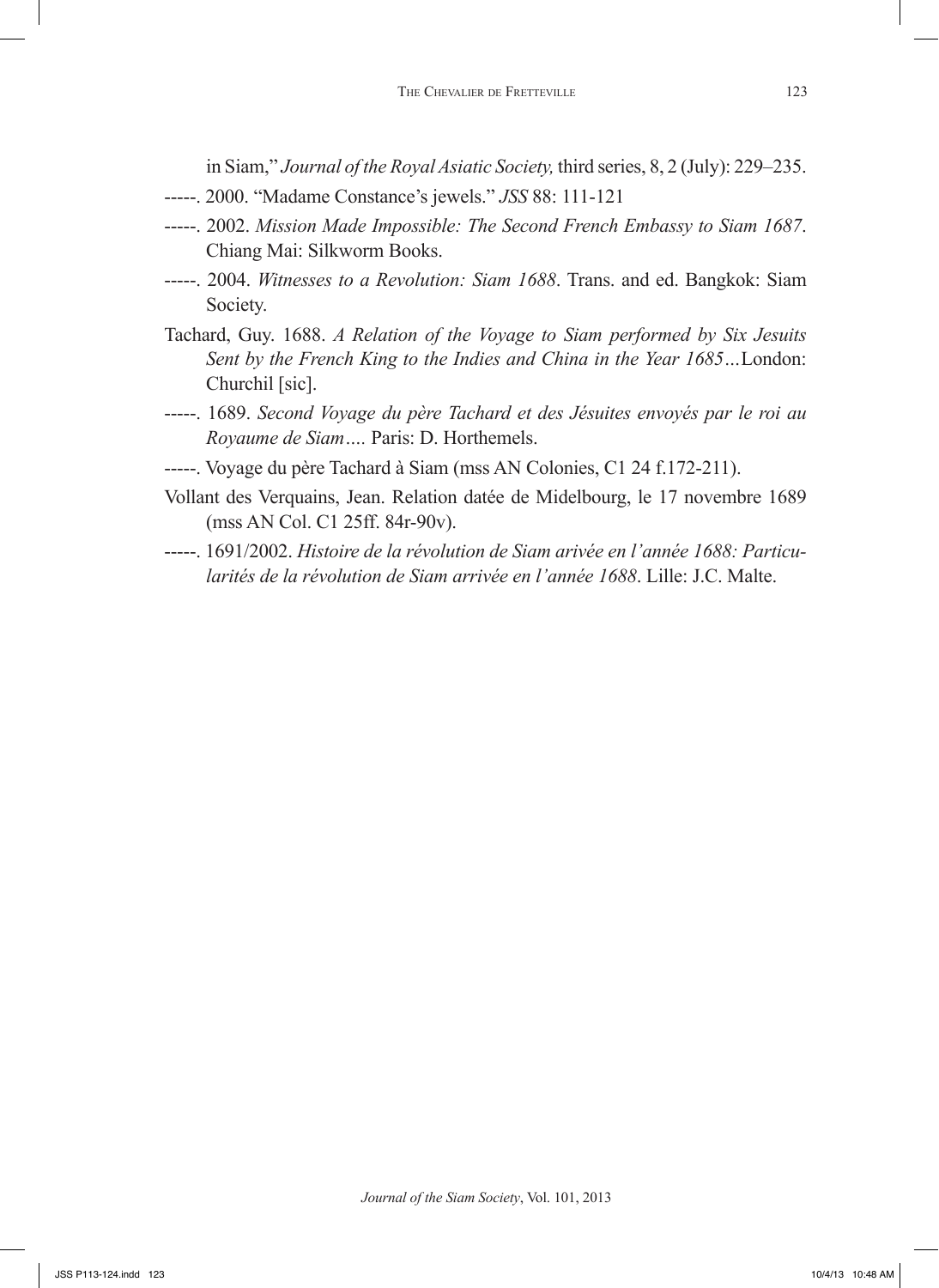in Siam," *Journal of the Royal Asiatic Society,* third series, 8, 2 (July): 229–235.

-----. 2000. "Madame Constance's jewels." *JSS* 88: 111-121

-----. 2002. *Mission Made Impossible: The Second French Embassy to Siam 1687*. Chiang Mai: Silkworm Books.

-----. 2004. *Witnesses to a Revolution: Siam 1688*. Trans. and ed. Bangkok: Siam Society.

Tachard, Guy. 1688. *A Relation of the Voyage to Siam performed by Six Jesuits Sent by the French King to the Indies and China in the Year 1685…*London: Churchil [sic].

-----. 1689. *Second Voyage du père Tachard et des Jésuites envoyés par le roi au Royaume de Siam….* Paris: D. Horthemels.

-----. Voyage du père Tachard à Siam (mss AN Colonies, C1 24 f.172-211).

Vollant des Verquains, Jean. Relation datée de Midelbourg, le 17 novembre 1689 (mss AN Col. C1 25ff. 84r-90v).

-----. 1691/2002. *Histoire de la révolution de Siam arivée en l'année 1688: Particularités de la révolution de Siam arrivée en l'année 1688*. Lille: J.C. Malte.